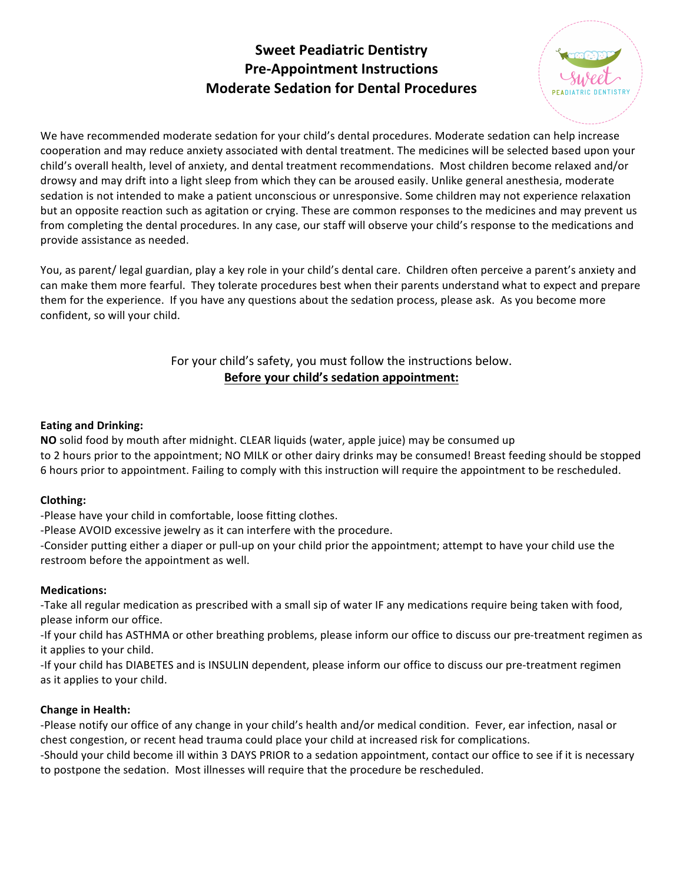# Sweet Peadiatric Dentistry
# Pre-Appointment Instructions
# Moderate Sedation for Dental Procedures

We have recommended moderate sedation for your child's dental procedures. Moderate sedation can help increase cooperation and may reduce anxiety associated with dental treatment. The medicines will be selected based upon your child's overall health, level of anxiety, and dental treatment recommendations. Most children become relaxed and/or drowsy and may drift into a light sleep from which they can be aroused easily. Unlike general anesthesia, moderate sedation is not intended to make a patient unconscious or unresponsive. Some children may not experience relaxation but an opposite reaction such as agitation or crying. These are common responses to the medicines and may prevent us from completing the dental procedures. In any case, our staff will observe your child's response to the medications and provide assistance as needed.

You, as parent/ legal guardian, play a key role in your child's dental care. Children often perceive a parent's anxiety and can make them more fearful. They tolerate procedures best when their parents understand what to expect and prepare them for the experience. If you have any questions about the sedation process, please ask. As you become more confident, so will your child.

For your child's safety, you must follow the instructions below.

**<u>Before your child's sedation appointment:</u>**

**Eating and Drinking:**

**NO** solid food by mouth after midnight. CLEAR liquids (water, apple juice) may be consumed up to 2 hours prior to the appointment; NO MILK or other dairy drinks may be consumed! Breast feeding should be stopped 6 hours prior to appointment. Failing to comply with this instruction will require the appointment to be rescheduled.

**Clothing:**

-Please have your child in comfortable, loose fitting clothes.

-Please AVOID excessive jewelry as it can interfere with the procedure.

-Consider putting either a diaper or pull-up on your child prior the appointment; attempt to have your child use the restroom before the appointment as well.

**Medications:**

-Take all regular medication as prescribed with a small sip of water IF any medications require being taken with food, please inform our office.

-If your child has ASTHMA or other breathing problems, please inform our office to discuss our pre-treatment regimen as it applies to your child.

-If your child has DIABETES and is INSULIN dependent, please inform our office to discuss our pre-treatment regimen as it applies to your child.

**Change in Health:**

-Please notify our office of any change in your child's health and/or medical condition. Fever, ear infection, nasal or chest congestion, or recent head trauma could place your child at increased risk for complications.

-Should your child become ill within 3 DAYS PRIOR to a sedation appointment, contact our office to see if it is necessary to postpone the sedation. Most illnesses will require that the procedure be rescheduled.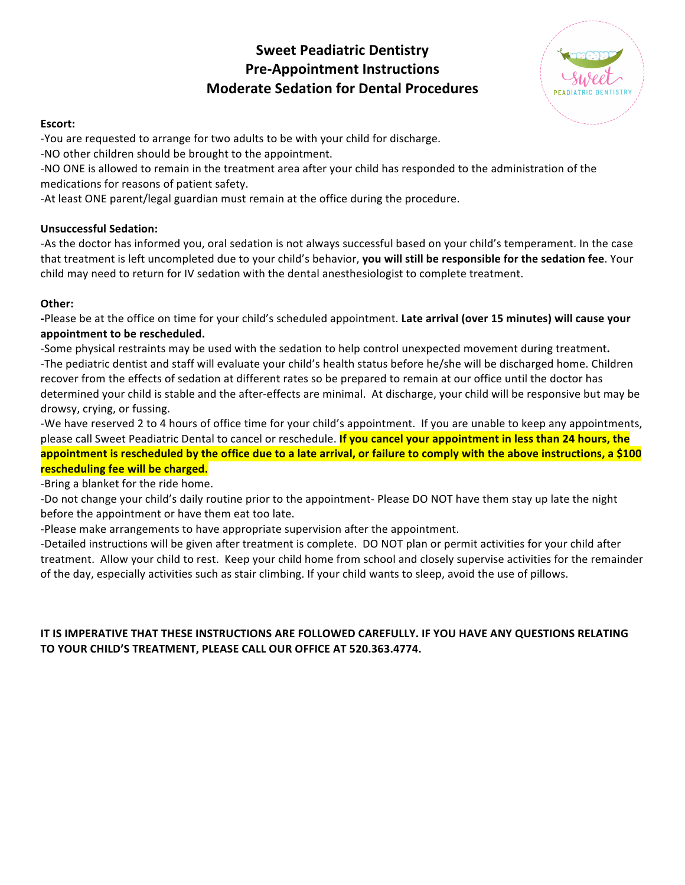# Sweet Peadiatric Dentistry
## Pre-Appointment Instructions
## Moderate Sedation for Dental Procedures

**Escort:**

-You are requested to arrange for two adults to be with your child for discharge.

-NO other children should be brought to the appointment.

-NO ONE is allowed to remain in the treatment area after your child has responded to the administration of the medications for reasons of patient safety.

-At least ONE parent/legal guardian must remain at the office during the procedure.

**Unsuccessful Sedation:**

-As the doctor has informed you, oral sedation is not always successful based on your child's temperament. In the case that treatment is left uncompleted due to your child's behavior, **you will still be responsible for the sedation fee**. Your child may need to return for IV sedation with the dental anesthesiologist to complete treatment.

**Other:**

**-**Please be at the office on time for your child's scheduled appointment. **Late arrival (over 15 minutes) will cause your appointment to be rescheduled.**

-Some physical restraints may be used with the sedation to help control unexpected movement during treatment**.**

-The pediatric dentist and staff will evaluate your child's health status before he/she will be discharged home. Children recover from the effects of sedation at different rates so be prepared to remain at our office until the doctor has determined your child is stable and the after-effects are minimal. At discharge, your child will be responsive but may be drowsy, crying, or fussing.

-We have reserved 2 to 4 hours of office time for your child's appointment. If you are unable to keep any appointments, please call Sweet Peadiatric Dental to cancel or reschedule. **If you cancel your appointment in less than 24 hours, the appointment is rescheduled by the office due to a late arrival, or failure to comply with the above instructions, a $100 rescheduling fee will be charged.**

-Bring a blanket for the ride home.

-Do not change your child's daily routine prior to the appointment- Please DO NOT have them stay up late the night before the appointment or have them eat too late.

-Please make arrangements to have appropriate supervision after the appointment.

-Detailed instructions will be given after treatment is complete. DO NOT plan or permit activities for your child after treatment. Allow your child to rest. Keep your child home from school and closely supervise activities for the remainder of the day, especially activities such as stair climbing. If your child wants to sleep, avoid the use of pillows.

**IT IS IMPERATIVE THAT THESE INSTRUCTIONS ARE FOLLOWED CAREFULLY. IF YOU HAVE ANY QUESTIONS RELATING TO YOUR CHILD'S TREATMENT, PLEASE CALL OUR OFFICE AT 520.363.4774.**